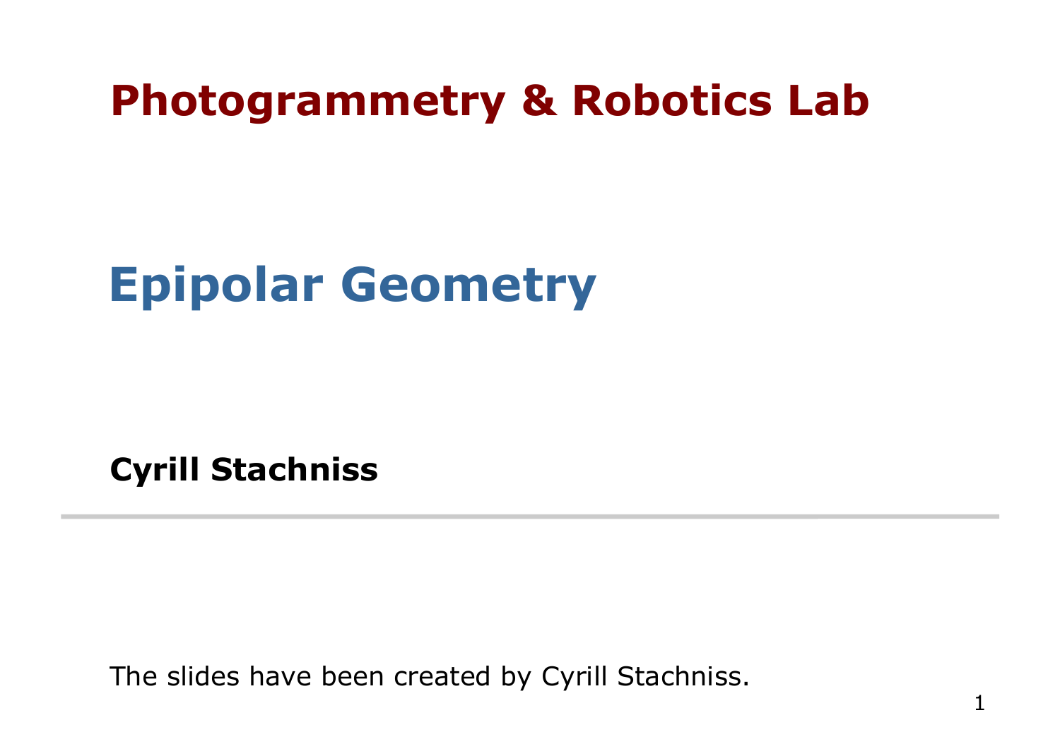**Photogrammetry & Robotics Lab**

# Epipolar Geometry

**Cyrill Stachniss**

---

The slides have been created by Cyrill Stachniss.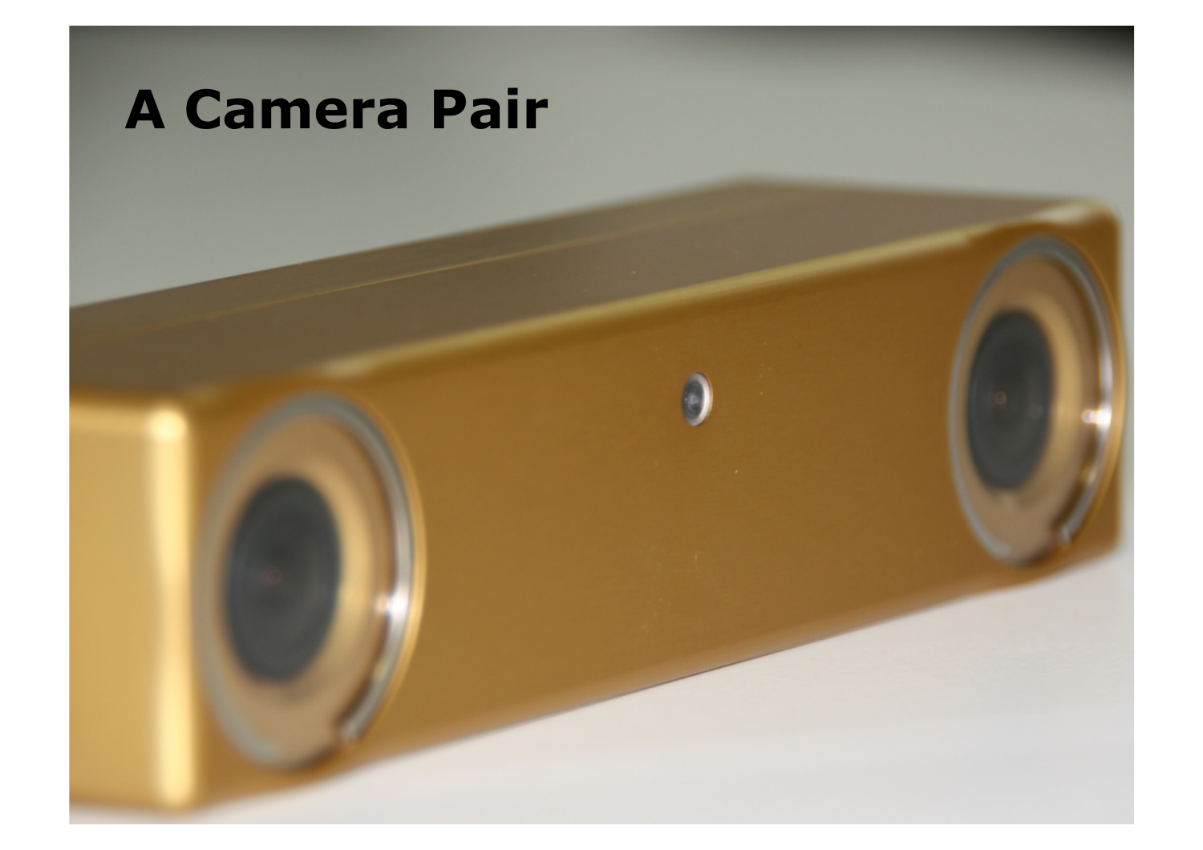# A Camera Pair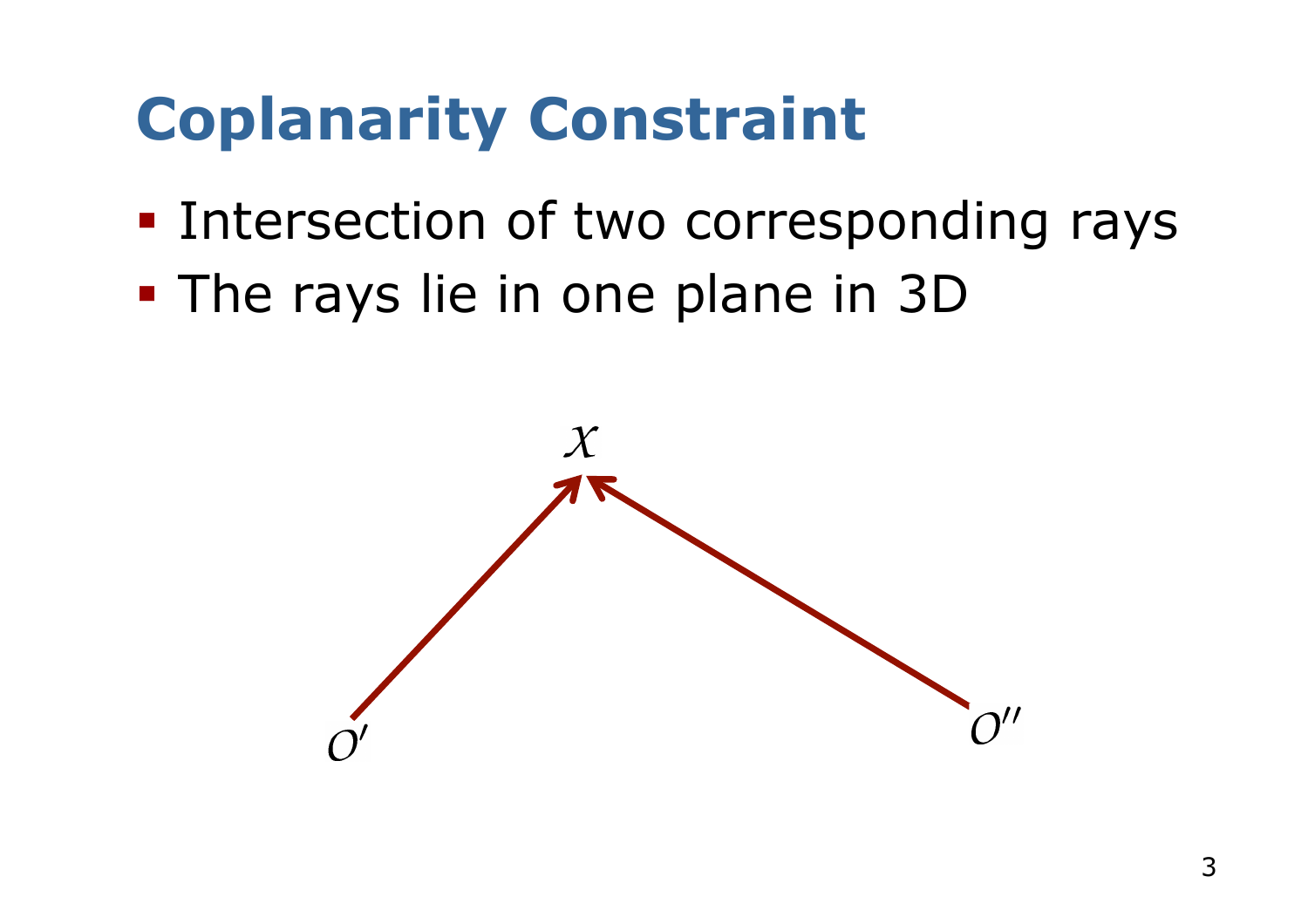# Coplanarity Constraint

- Intersection of two corresponding rays
- The rays lie in one plane in 3D

$x$

$O'$ $O''$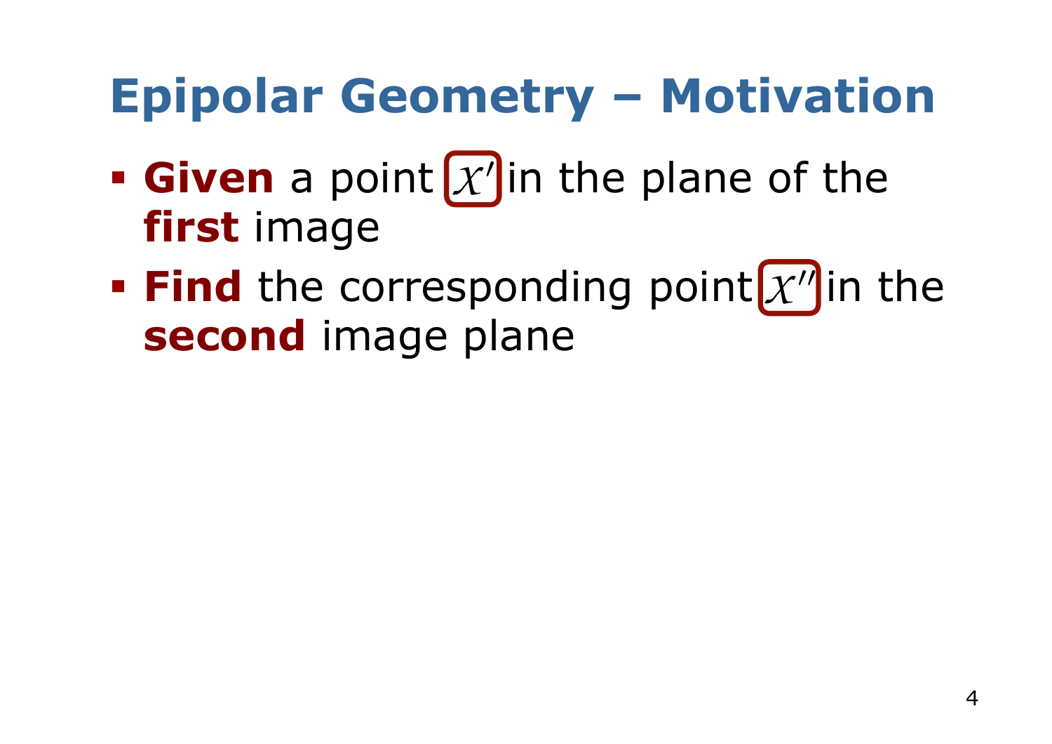# Epipolar Geometry – Motivation

- **Given** a point $x'$ in the plane of the **first** image
- **Find** the corresponding point $x''$ in the **second** image plane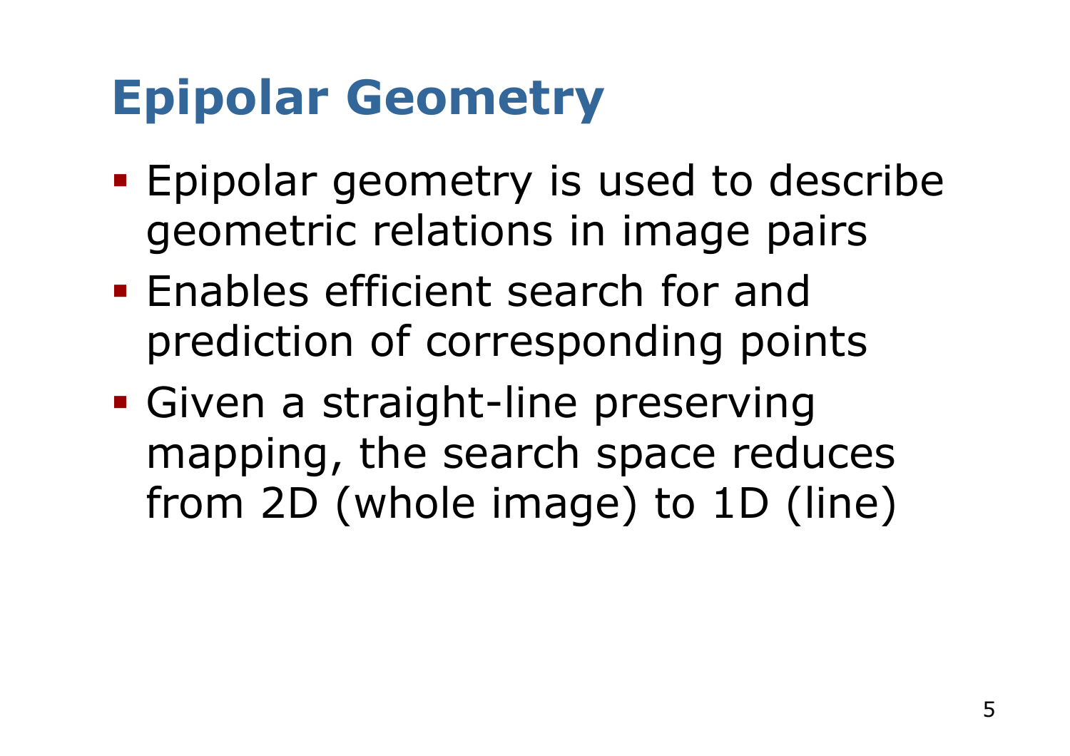# Epipolar Geometry

- Epipolar geometry is used to describe geometric relations in image pairs
- Enables efficient search for and prediction of corresponding points
- Given a straight-line preserving mapping, the search space reduces from 2D (whole image) to 1D (line)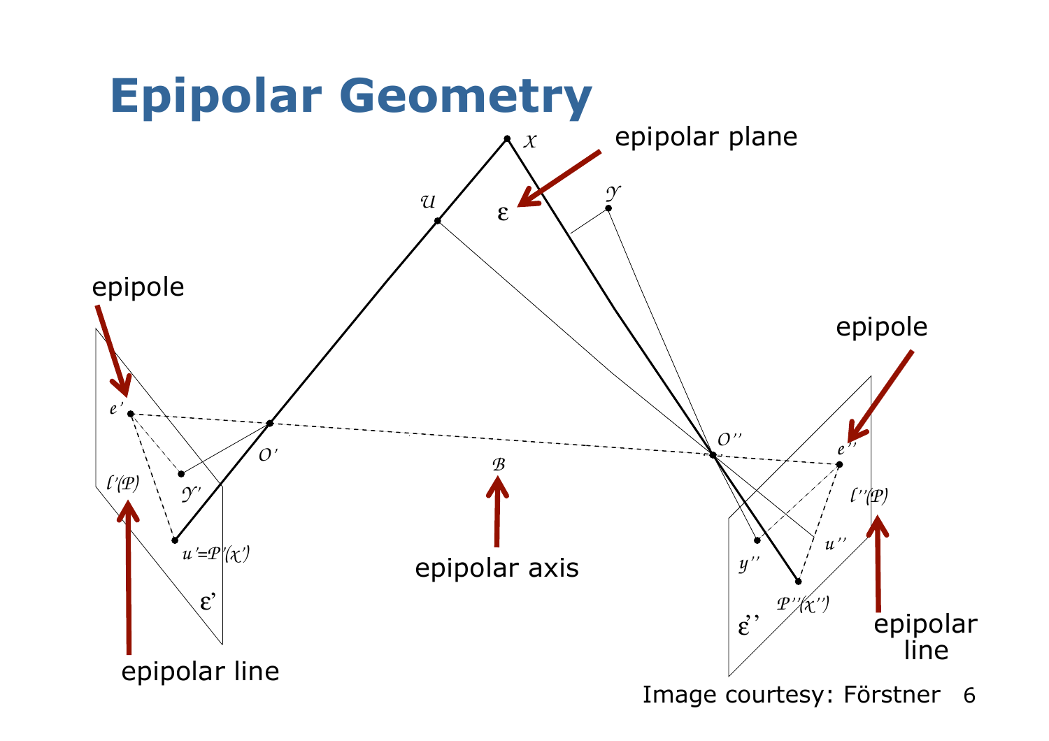# Epipolar Geometry

epipolar plane

epipole

epipole

epipolar axis

epipolar line

epipolar line

Image courtesy: Förstner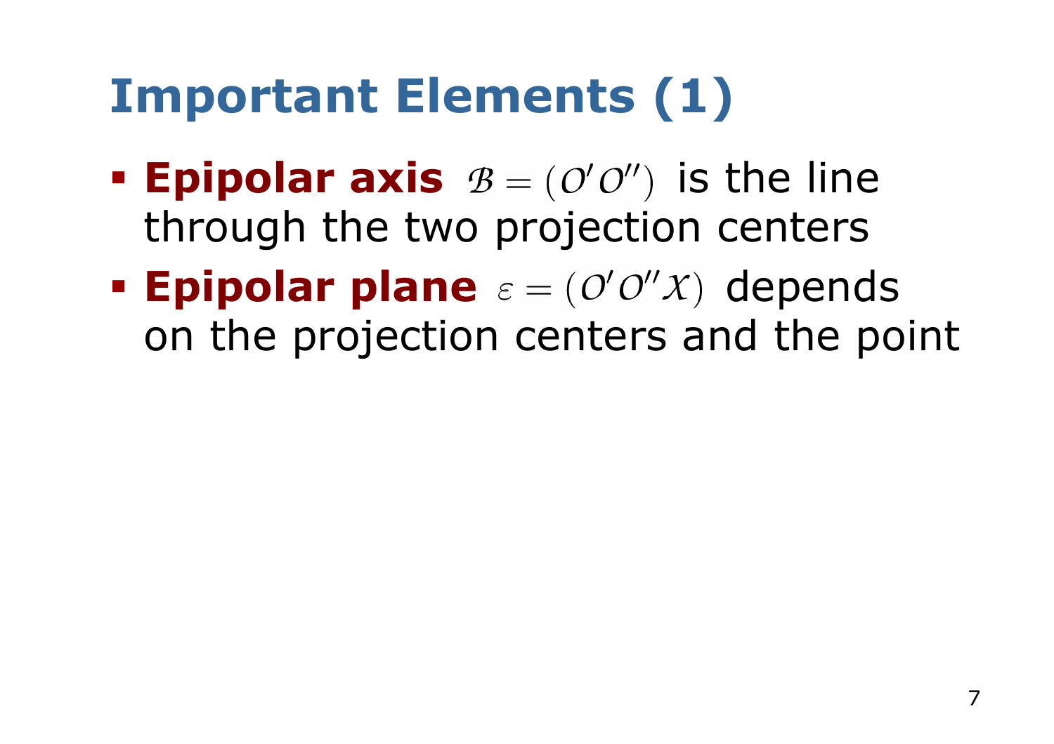# Important Elements (1)

- **Epipolar axis** $\mathcal{B} = (\mathcal{O}'\mathcal{O}'')$ is the line through the two projection centers
- **Epipolar plane** $\varepsilon = (\mathcal{O}'\mathcal{O}''\mathcal{X})$ depends on the projection centers and the point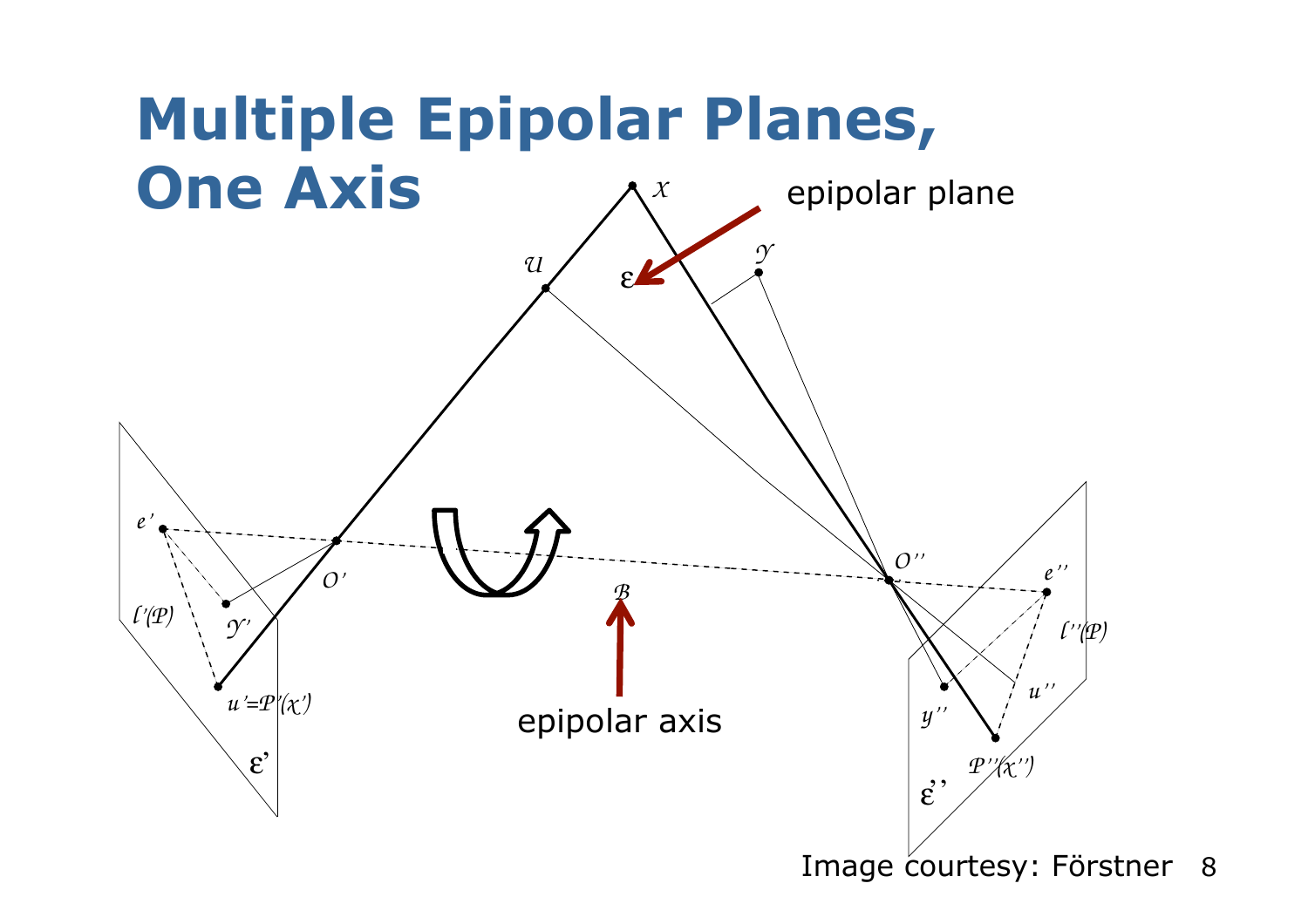# Multiple Epipolar Planes, One Axis

epipolar plane

epipolar axis

Image courtesy: Förstner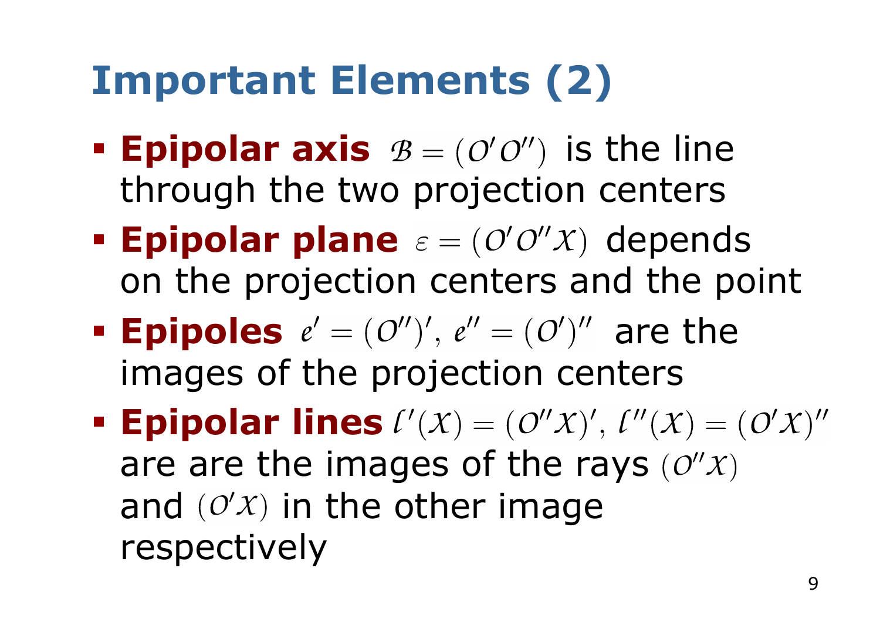# Important Elements (2)

- **Epipolar axis** $\mathcal{B} = (\mathcal{O}'\mathcal{O}'')$ is the line through the two projection centers
- **Epipolar plane** $\varepsilon = (\mathcal{O}'\mathcal{O}''\mathcal{X})$ depends on the projection centers and the point
- **Epipoles** $e' = (\mathcal{O}'')'$, $e'' = (\mathcal{O}')''$ are the images of the projection centers
- **Epipolar lines** $\mathcal{l}'(\mathcal{X}) = (\mathcal{O}''\mathcal{X})'$, $\mathcal{l}''(\mathcal{X}) = (\mathcal{O}'\mathcal{X})''$ are are the images of the rays $(\mathcal{O}''\mathcal{X})$ and $(\mathcal{O}'\mathcal{X})$ in the other image respectively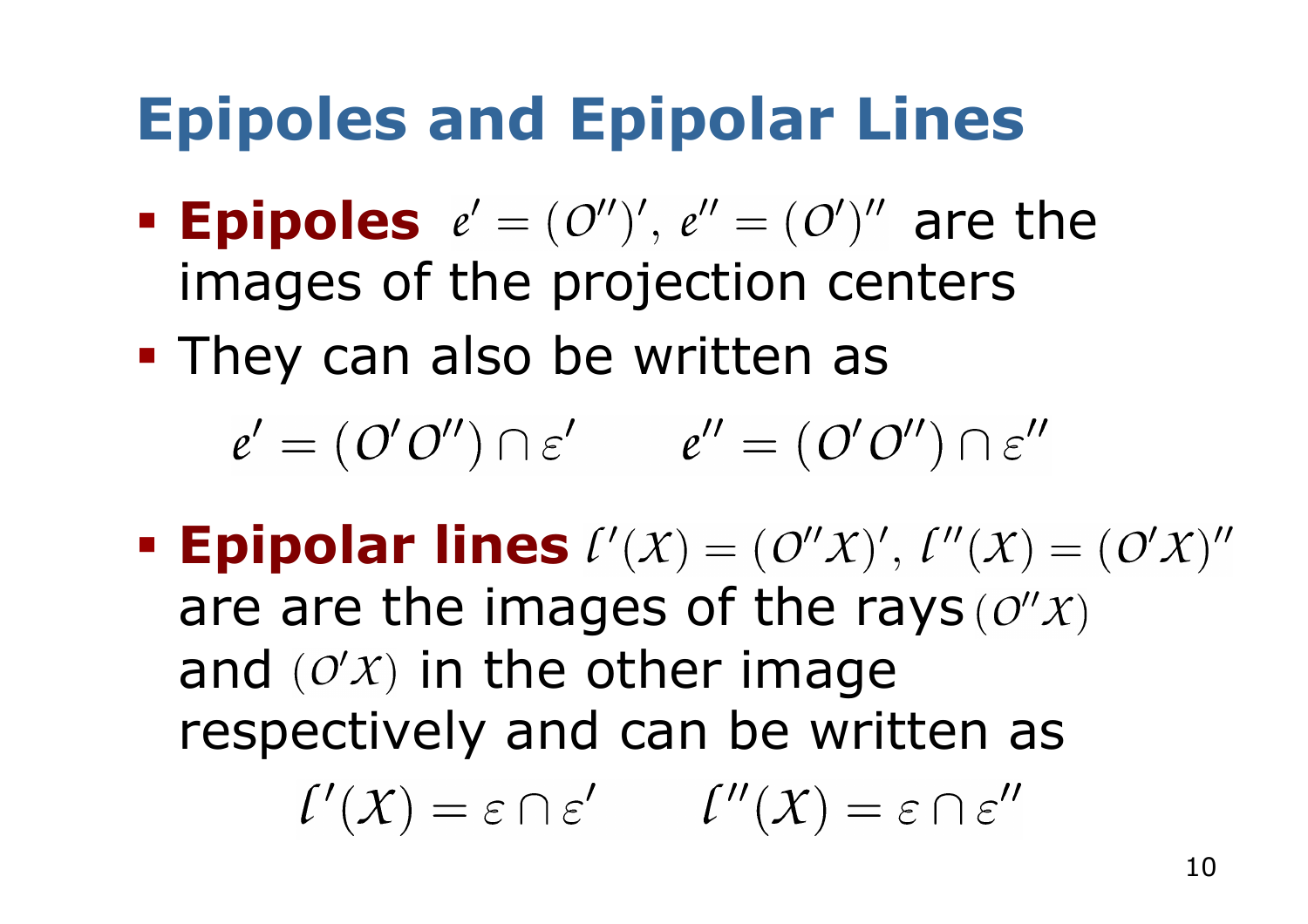# Epipoles and Epipolar Lines

- **Epipoles** $e' = (\mathcal{O}'')'$, $e'' = (\mathcal{O}')''$ are the images of the projection centers
- They can also be written as

$$e' = (\mathcal{O}'\mathcal{O}'') \cap \varepsilon' \qquad e'' = (\mathcal{O}'\mathcal{O}'') \cap \varepsilon''$$

- **Epipolar lines** $\ell'(\mathcal{X}) = (\mathcal{O}''\mathcal{X})'$, $\ell''(\mathcal{X}) = (\mathcal{O}'\mathcal{X})''$ are are the images of the rays $(\mathcal{O}''\mathcal{X})$ and $(\mathcal{O}'\mathcal{X})$ in the other image respectively and can be written as

$$\ell'(\mathcal{X}) = \varepsilon \cap \varepsilon' \qquad \ell''(\mathcal{X}) = \varepsilon \cap \varepsilon''$$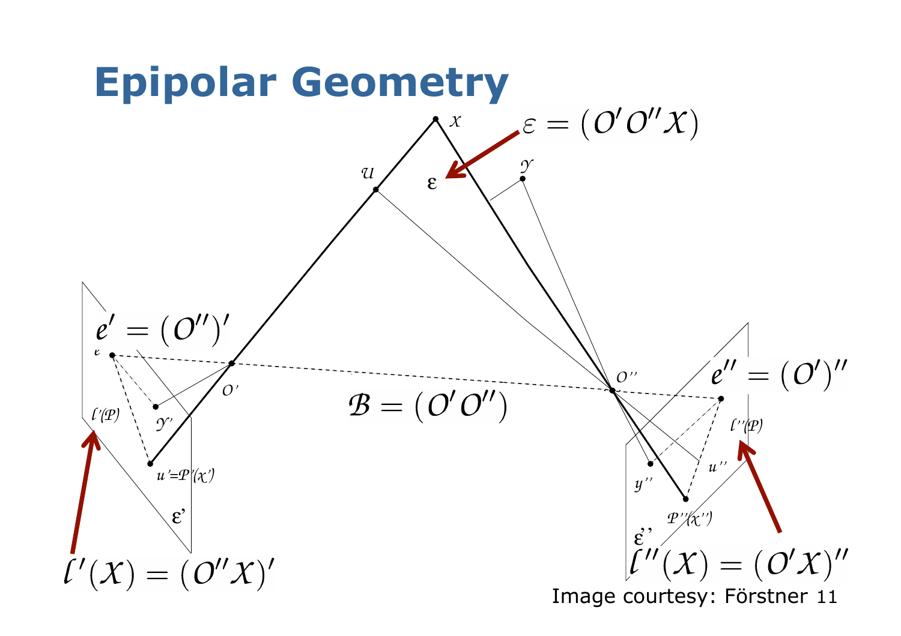# Epipolar Geometry

$\varepsilon = (\mathcal{O}'\mathcal{O}''\mathcal{X})$

$e' = (\mathcal{O}'')'$

$\mathcal{B} = (\mathcal{O}'\mathcal{O}'')$

$e'' = (\mathcal{O}')''$

$l'(\mathcal{X}) = (\mathcal{O}''\mathcal{X})'$

$l''(\mathcal{X}) = (\mathcal{O}'\mathcal{X})''$

Image courtesy: Förstner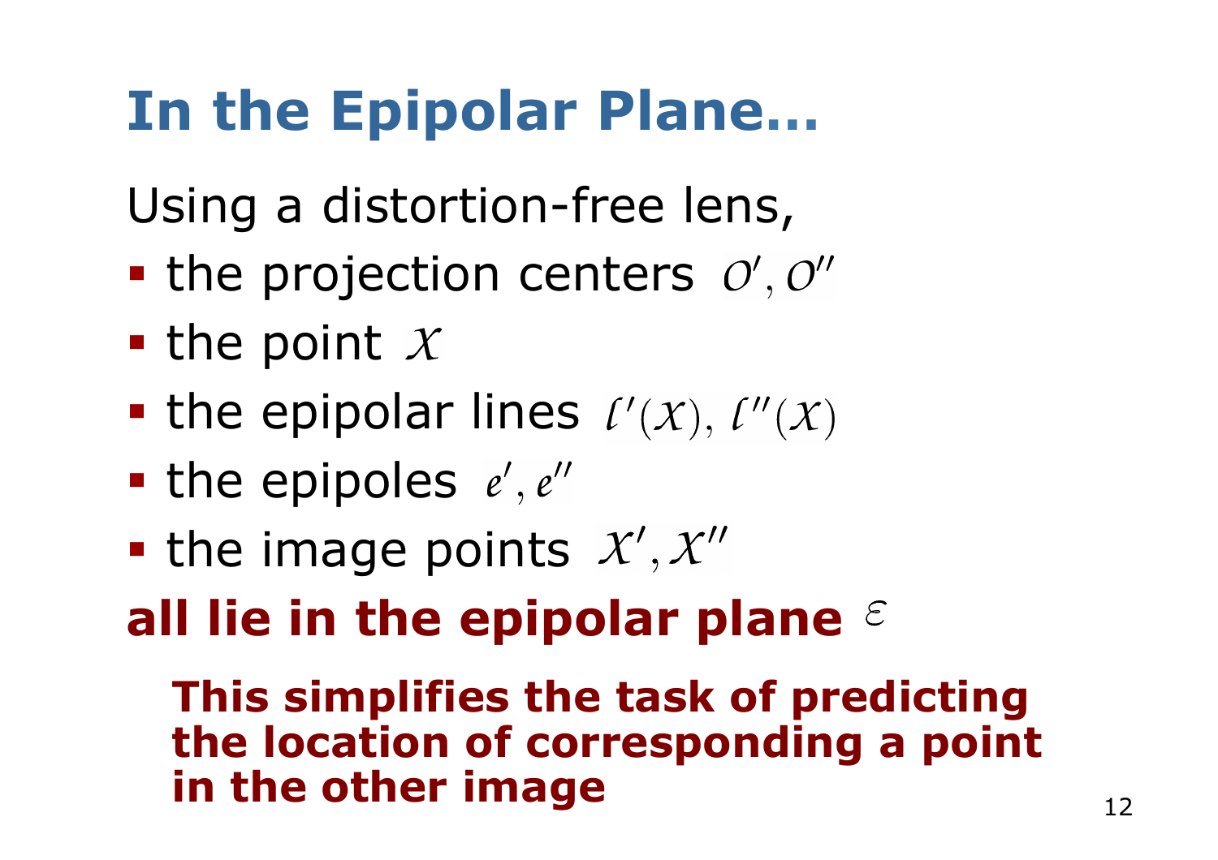# In the Epipolar Plane…

Using a distortion-free lens,

- the projection centers $\mathcal{O}', \mathcal{O}''$
- the point $\mathcal{X}$
- the epipolar lines $\mathcal{l}'(\mathcal{X}), \mathcal{l}''(\mathcal{X})$
- the epipoles $e', e''$
- the image points $\mathcal{X}', \mathcal{X}''$

**all lie in the epipolar plane** $\varepsilon$

**This simplifies the task of predicting the location of corresponding a point in the other image**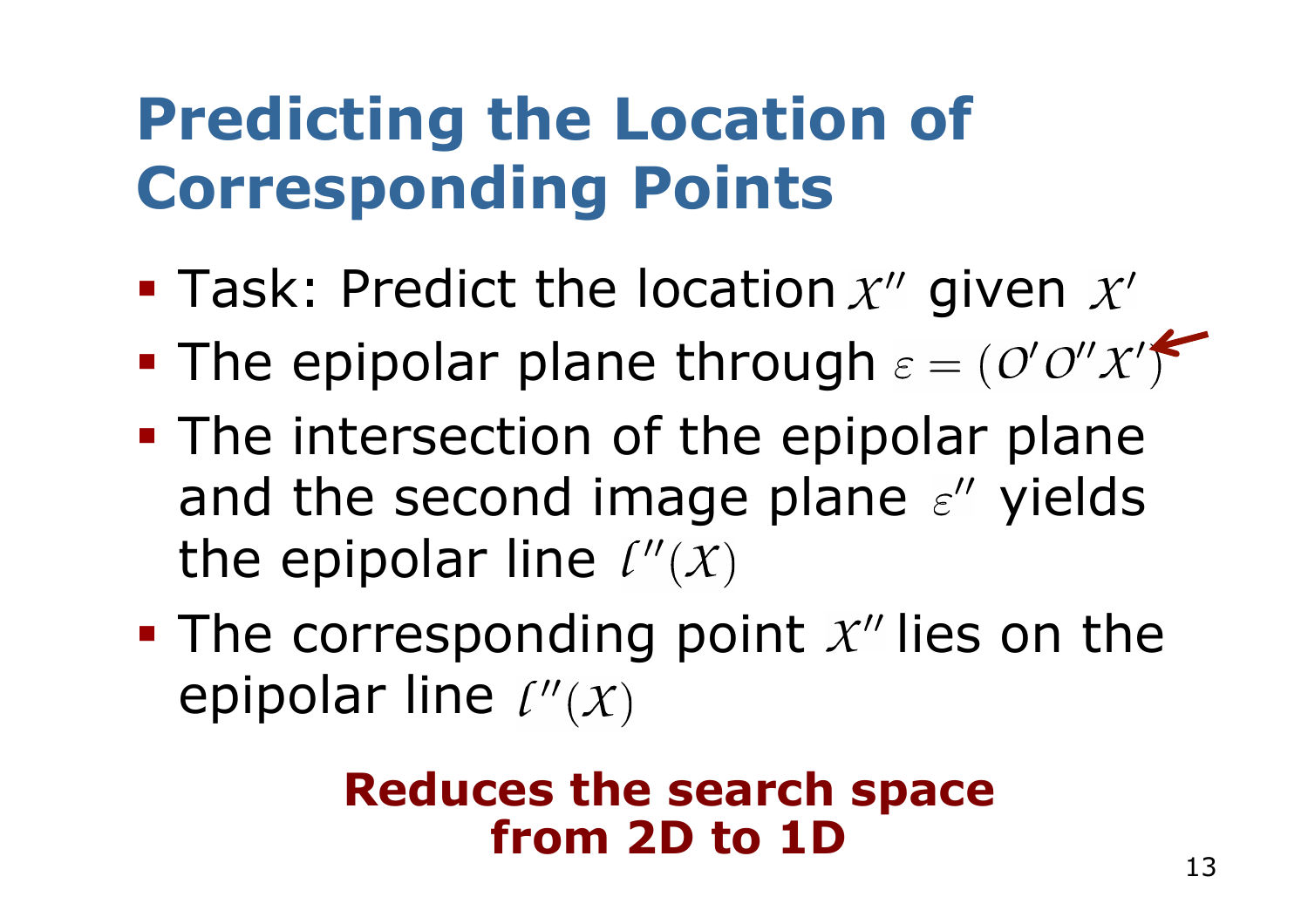# Predicting the Location of Corresponding Points

- Task: Predict the location $x''$ given $x'$
- The epipolar plane through $\varepsilon = (O' O'' x')$
- The intersection of the epipolar plane and the second image plane $\varepsilon''$ yields the epipolar line $l''(x)$
- The corresponding point $x''$ lies on the epipolar line $l''(x)$

**Reduces the search space from 2D to 1D**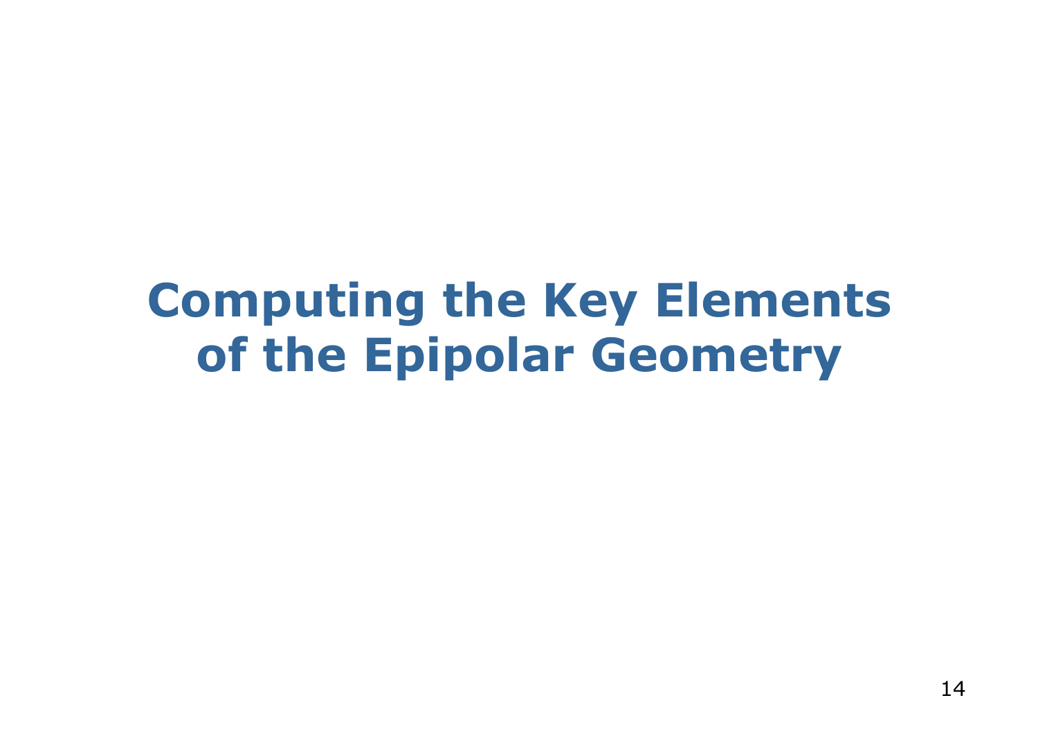# Computing the Key Elements of the Epipolar Geometry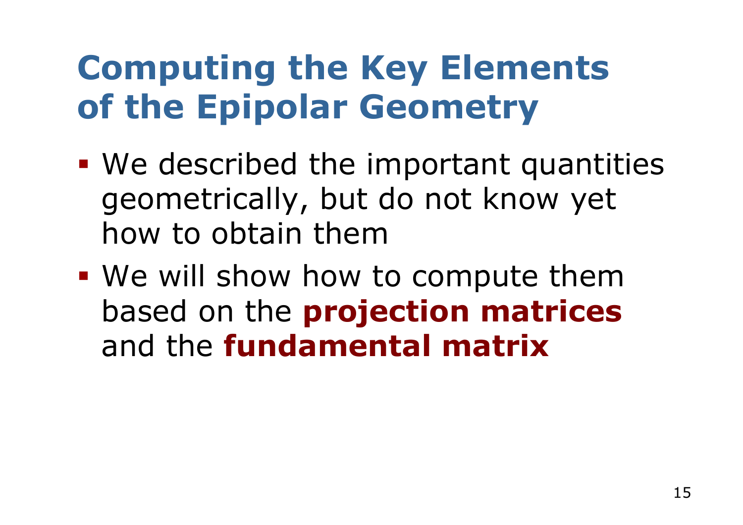# Computing the Key Elements of the Epipolar Geometry

- We described the important quantities geometrically, but do not know yet how to obtain them
- We will show how to compute them based on the **projection matrices** and the **fundamental matrix**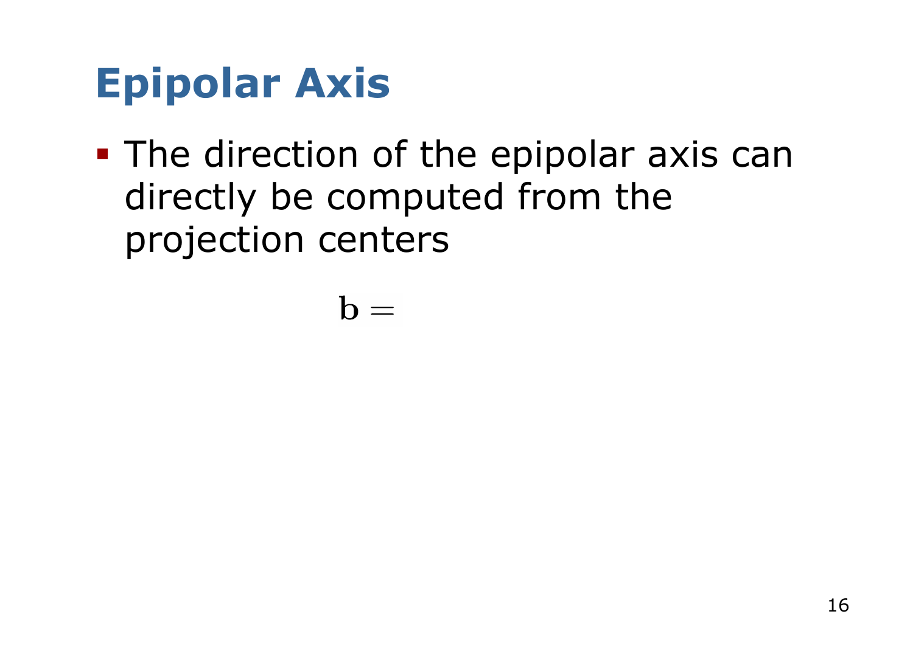# Epipolar Axis

- The direction of the epipolar axis can directly be computed from the projection centers

$$\mathbf{b} =$$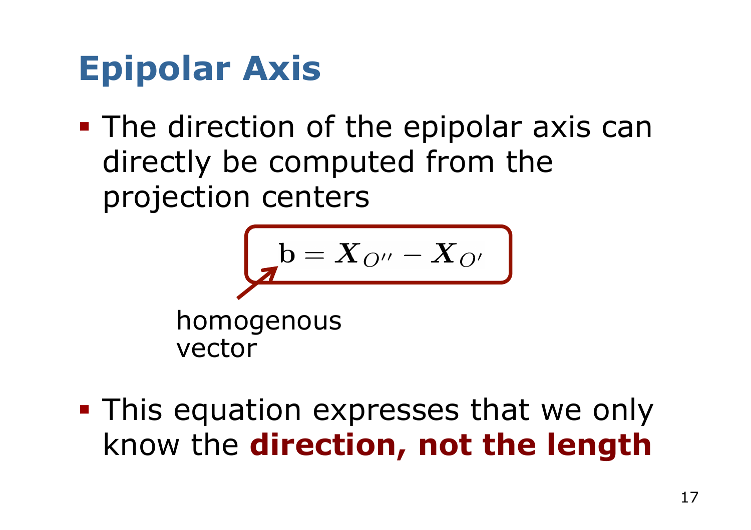# Epipolar Axis

- The direction of the epipolar axis can directly be computed from the projection centers

$$\mathbf{b} = \boldsymbol{X}_{O''} - \boldsymbol{X}_{O'}$$

homogenous vector

- This equation expresses that we only know the **direction, not the length**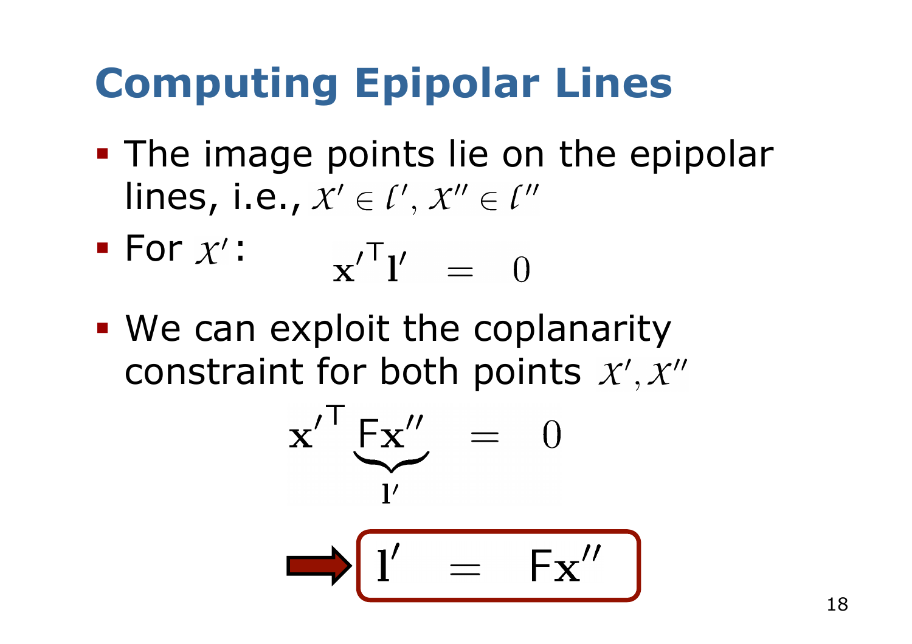# Computing Epipolar Lines

- The image points lie on the epipolar lines, i.e., $x' \in l', x'' \in l''$
- For $x'$: $$\mathbf{x}'^{\mathsf{T}} \mathbf{l}' = 0$$
- We can exploit the coplanarity constraint for both points $x', x''$

$$\mathbf{x}'^{\mathsf{T}} \underbrace{\mathsf{F}\mathbf{x}''}_{\mathbf{l}'} = 0$$

$$\Rightarrow \boxed{\mathbf{l}' = \mathsf{F}\mathbf{x}''}$$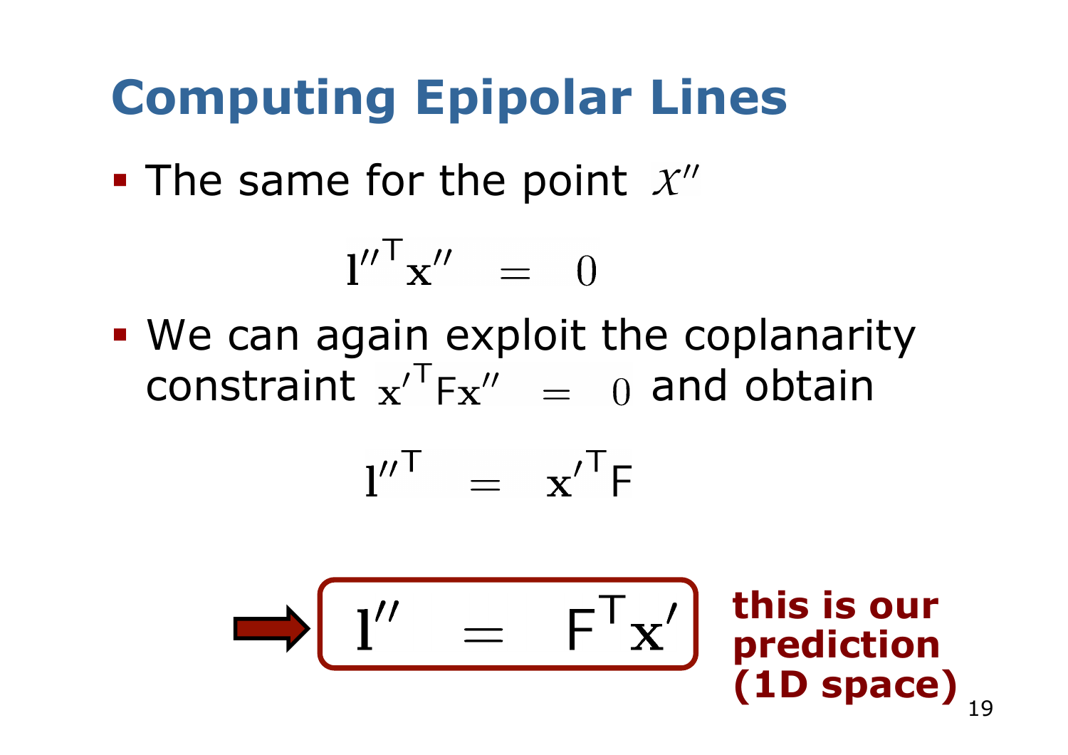# Computing Epipolar Lines

- The same for the point $x''$

$$\mathbf{l}''^{\mathsf{T}}\mathbf{x}'' = 0$$

- We can again exploit the coplanarity constraint $\mathbf{x}'^{\mathsf{T}}\mathsf{F}\mathbf{x}'' = 0$ and obtain

$$\mathbf{l}''^{\mathsf{T}} = \mathbf{x}'^{\mathsf{T}}\mathsf{F}$$

$$\Rightarrow \boxed{\mathbf{l}'' = \mathsf{F}^{\mathsf{T}}\mathbf{x}'}$$

**this is our prediction (1D space)**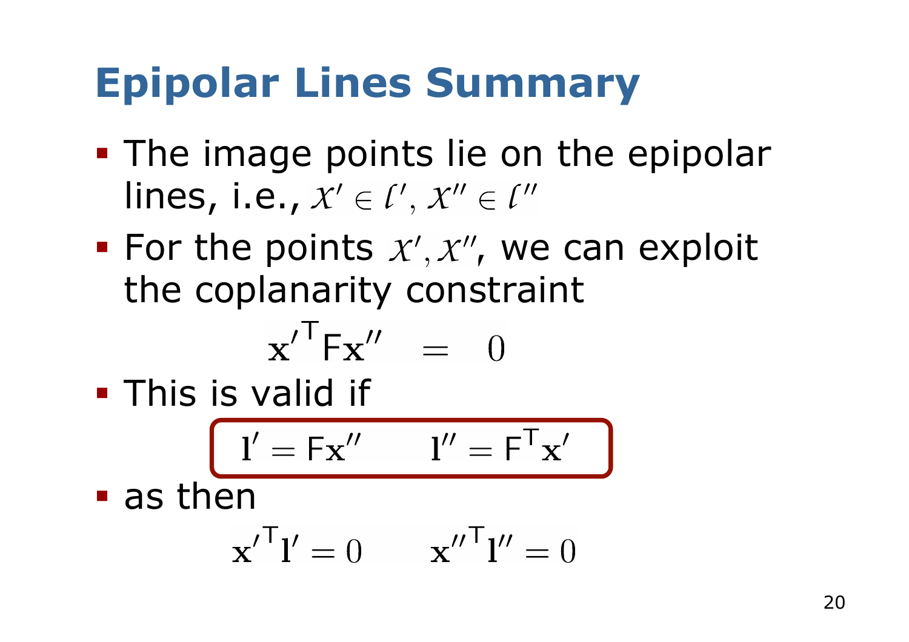# Epipolar Lines Summary

- The image points lie on the epipolar lines, i.e., $x' \in l', x'' \in l''$
- For the points $x', x''$, we can exploit the coplanarity constraint

$$\mathbf{x'}^{\mathsf{T}} \mathsf{F} \mathbf{x''} \;=\; 0$$

- This is valid if

$$\mathbf{l}' = \mathsf{F}\mathbf{x}'' \qquad \mathbf{l}'' = \mathsf{F}^{\mathsf{T}}\mathbf{x}'$$

- as then

$$\mathbf{x'}^{\mathsf{T}}\mathbf{l}' = 0 \qquad \mathbf{x''}^{\mathsf{T}}\mathbf{l}'' = 0$$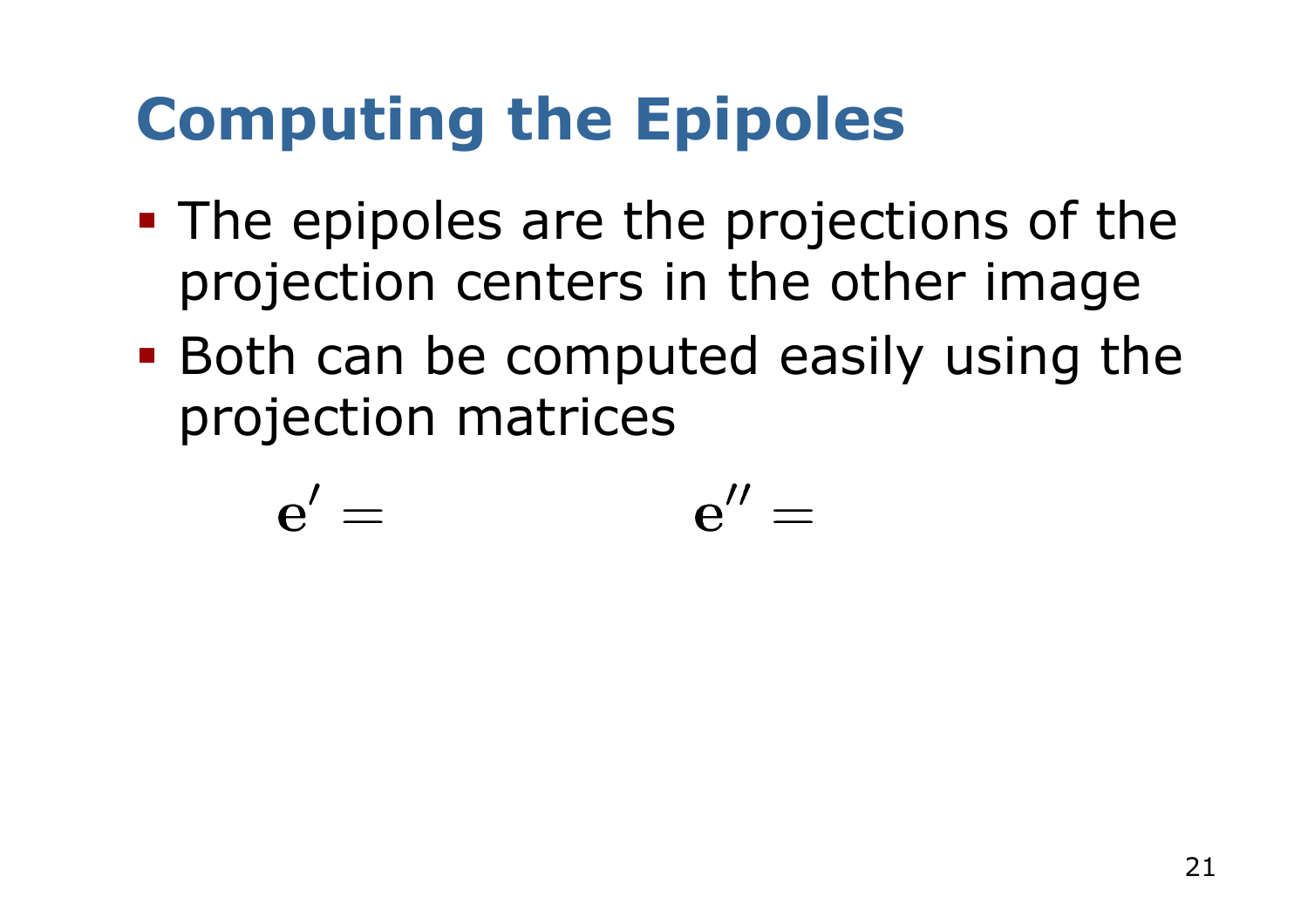# Computing the Epipoles

- The epipoles are the projections of the projection centers in the other image
- Both can be computed easily using the projection matrices

$\mathbf{e}' =$ $\mathbf{e}'' =$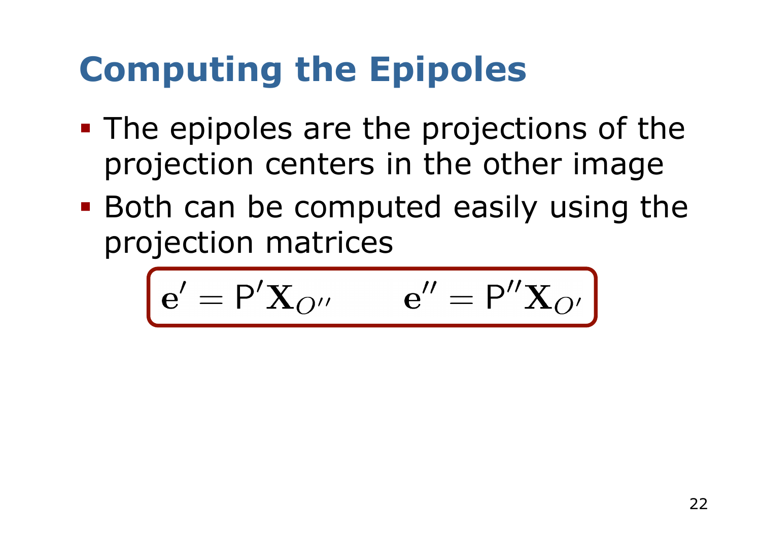# Computing the Epipoles

- The epipoles are the projections of the projection centers in the other image
- Both can be computed easily using the projection matrices

$$\mathbf{e}' = \mathsf{P}'\mathbf{X}_{O''} \qquad \mathbf{e}'' = \mathsf{P}''\mathbf{X}_{O'}$$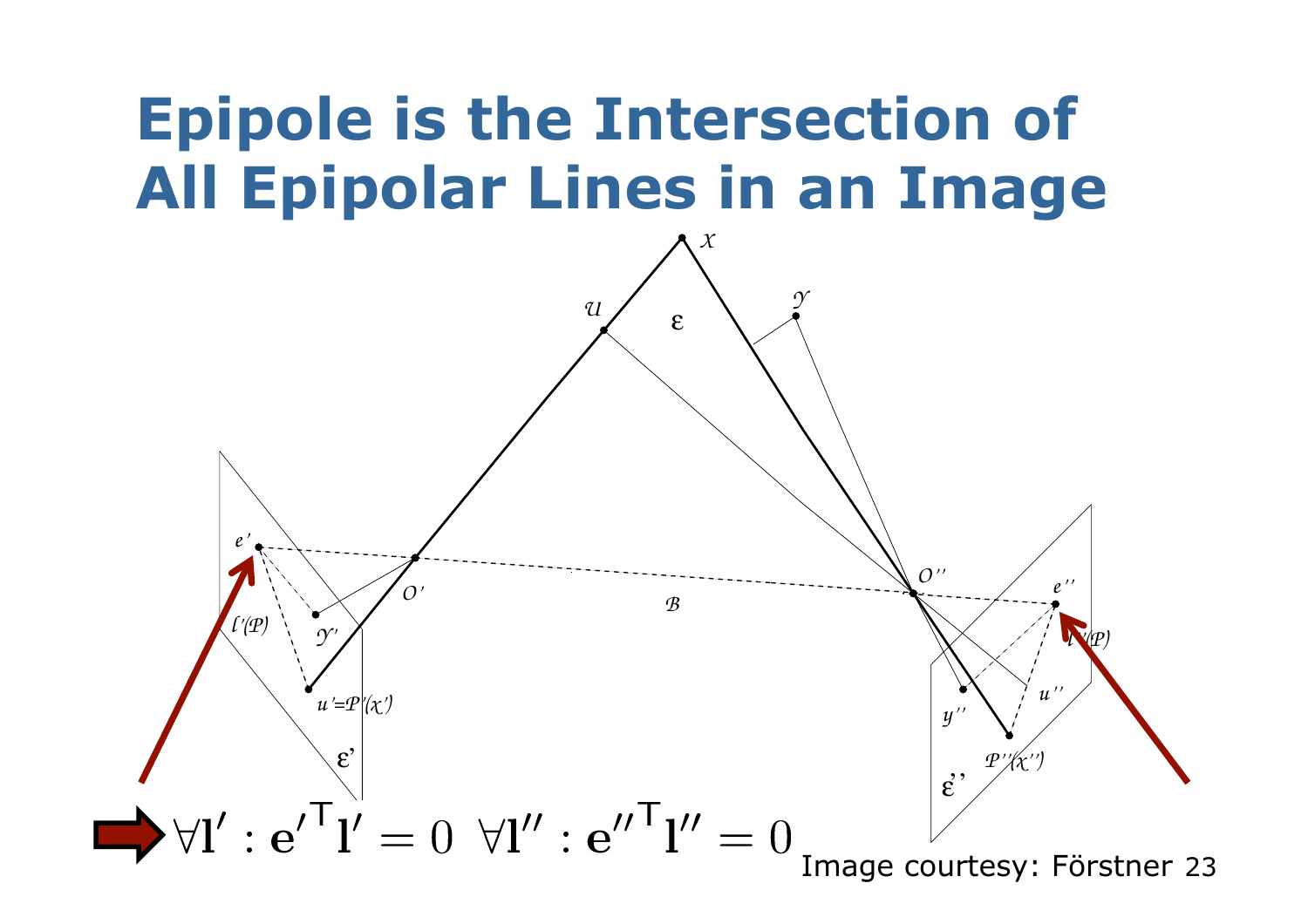# Epipole is the Intersection of All Epipolar Lines in an Image

$$\forall \mathbf{l}' : \mathbf{e}'^{\mathsf{T}} \mathbf{l}' = 0 \quad \forall \mathbf{l}'' : \mathbf{e}''^{\mathsf{T}} \mathbf{l}'' = 0$$

Image courtesy: Förstner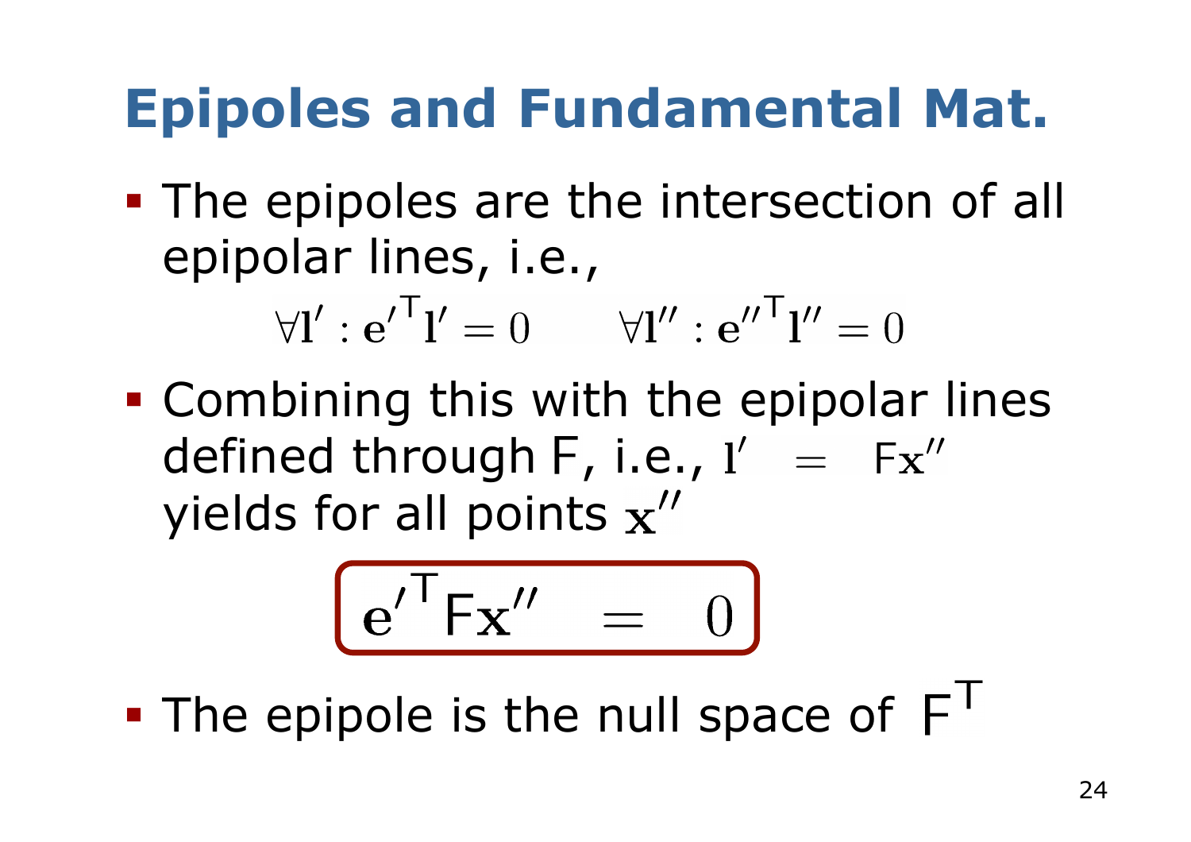# Epipoles and Fundamental Mat.

- The epipoles are the intersection of all epipolar lines, i.e.,

$$\forall \mathbf{l}' : {\mathbf{e}'}^{\mathsf{T}} \mathbf{l}' = 0 \qquad \forall \mathbf{l}'' : {\mathbf{e}''}^{\mathsf{T}} \mathbf{l}'' = 0$$

- Combining this with the epipolar lines defined through $\mathsf{F}$, i.e., $\mathbf{l}' = \mathsf{F}\mathbf{x}''$ yields for all points $\mathbf{x}''$

$$\boxed{{\mathbf{e}'}^{\mathsf{T}} \mathsf{F} \mathbf{x}'' = 0}$$

- The epipole is the null space of $\mathsf{F}^{\mathsf{T}}$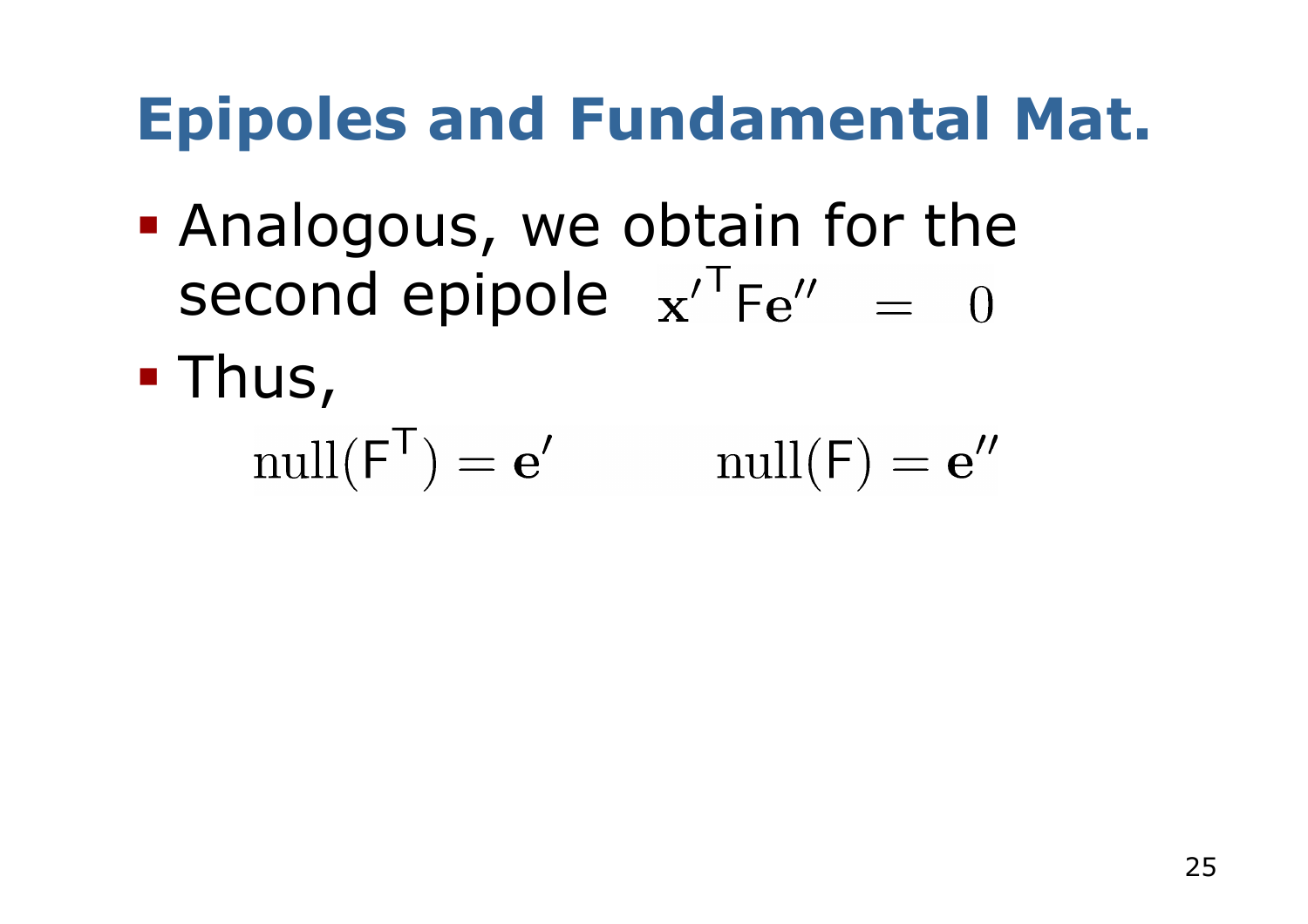# Epipoles and Fundamental Mat.

- Analogous, we obtain for the second epipole $\mathbf{x}'^{\mathsf{T}} \mathsf{F} \mathbf{e}'' = 0$
- Thus,

$$\text{null}(\mathsf{F}^{\mathsf{T}}) = \mathbf{e}' \qquad \text{null}(\mathsf{F}) = \mathbf{e}''$$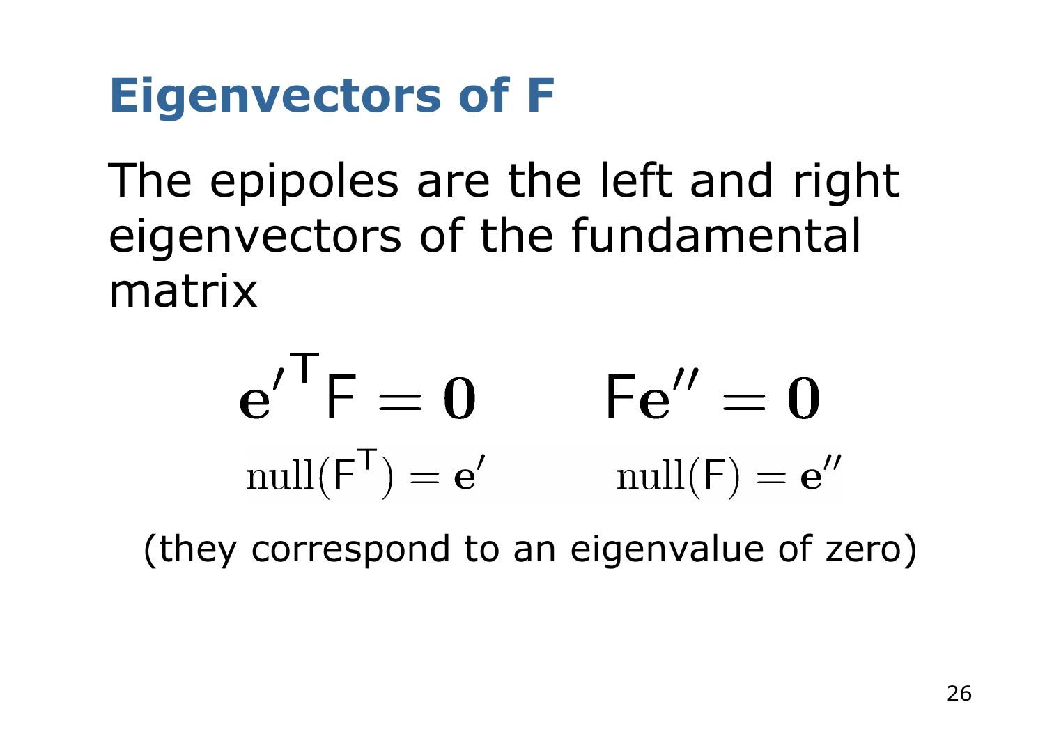# Eigenvectors of F

The epipoles are the left and right eigenvectors of the fundamental matrix

$$\mathbf{e}'^{\mathsf{T}}\mathsf{F} = \mathbf{0} \qquad \mathsf{F}\mathbf{e}'' = \mathbf{0}$$

$$\mathrm{null}(\mathsf{F}^{\mathsf{T}}) = \mathbf{e}' \qquad \mathrm{null}(\mathsf{F}) = \mathbf{e}''$$

(they correspond to an eigenvalue of zero)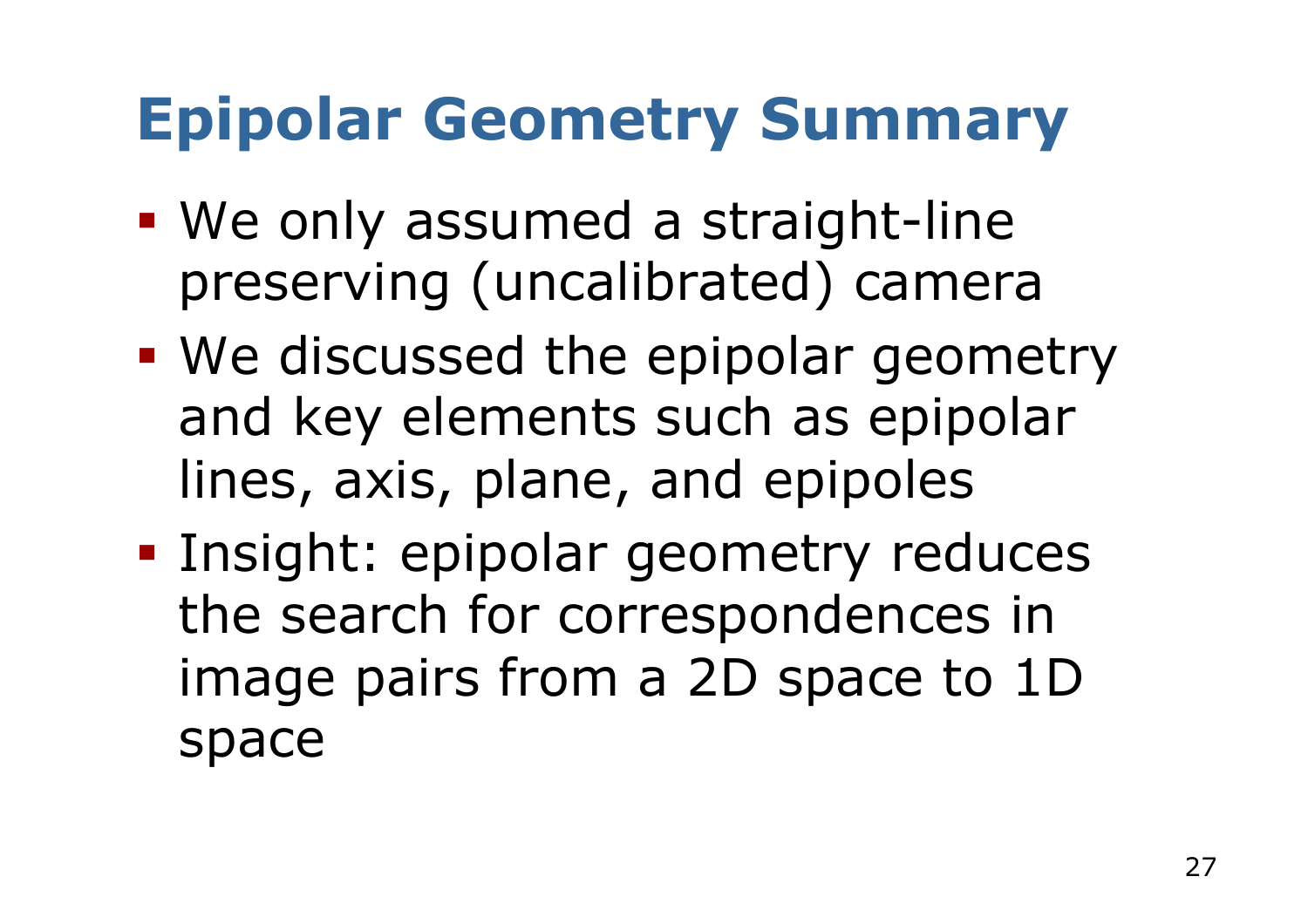# Epipolar Geometry Summary

- We only assumed a straight-line preserving (uncalibrated) camera
- We discussed the epipolar geometry and key elements such as epipolar lines, axis, plane, and epipoles
- Insight: epipolar geometry reduces the search for correspondences in image pairs from a 2D space to 1D space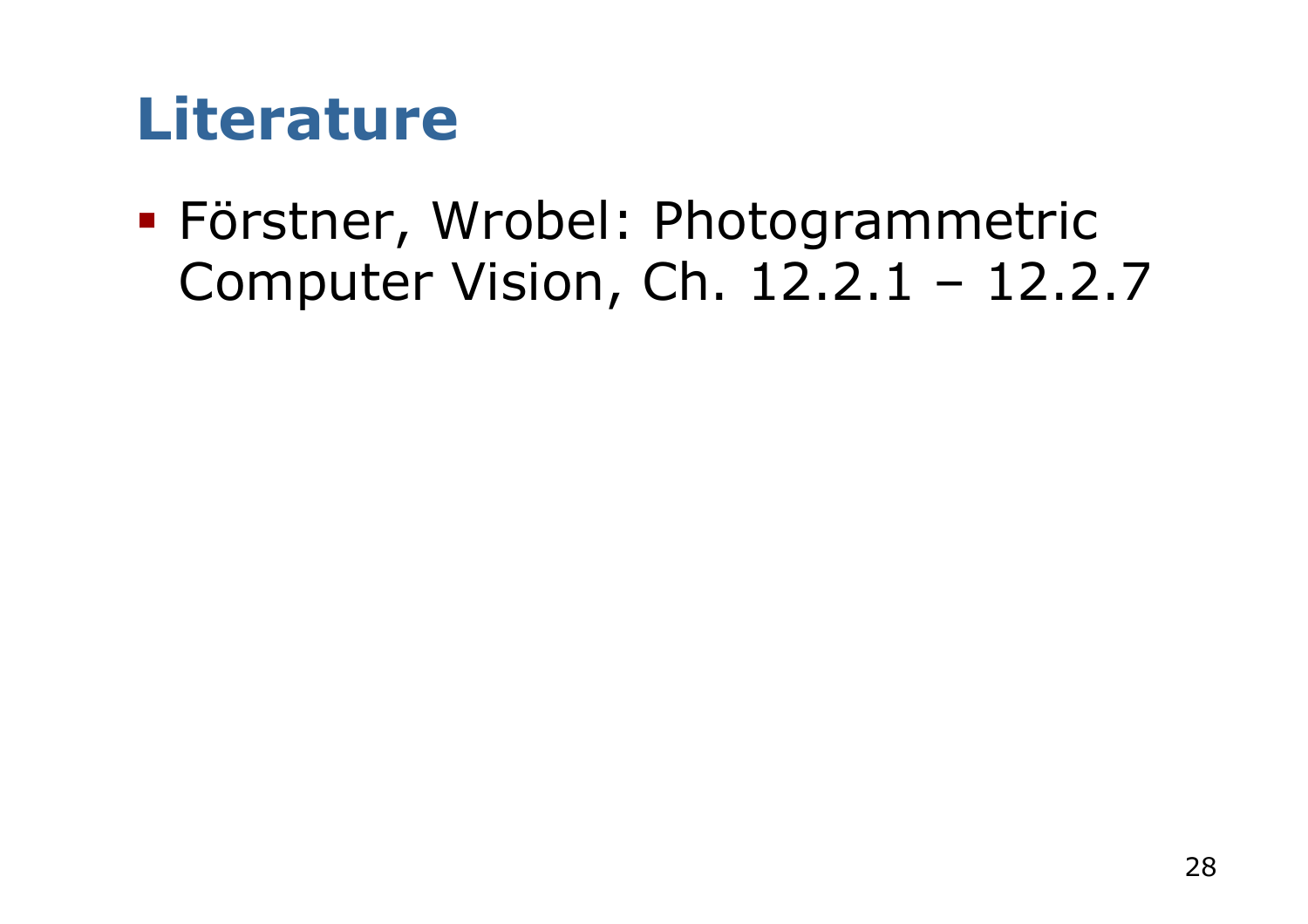# Literature

- Förstner, Wrobel: Photogrammetric Computer Vision, Ch. 12.2.1 – 12.2.7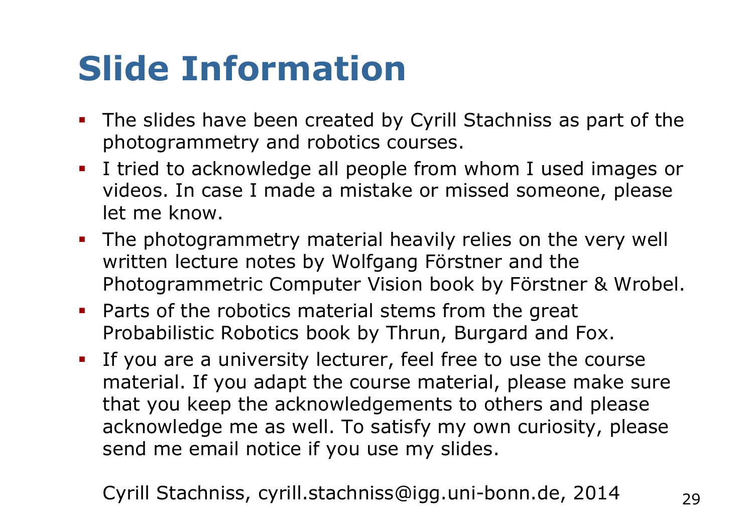# Slide Information

- The slides have been created by Cyrill Stachniss as part of the photogrammetry and robotics courses.
- I tried to acknowledge all people from whom I used images or videos. In case I made a mistake or missed someone, please let me know.
- The photogrammetry material heavily relies on the very well written lecture notes by Wolfgang Förstner and the Photogrammetric Computer Vision book by Förstner & Wrobel.
- Parts of the robotics material stems from the great Probabilistic Robotics book by Thrun, Burgard and Fox.
- If you are a university lecturer, feel free to use the course material. If you adapt the course material, please make sure that you keep the acknowledgements to others and please acknowledge me as well. To satisfy my own curiosity, please send me email notice if you use my slides.

Cyrill Stachniss, cyrill.stachniss@igg.uni-bonn.de, 2014